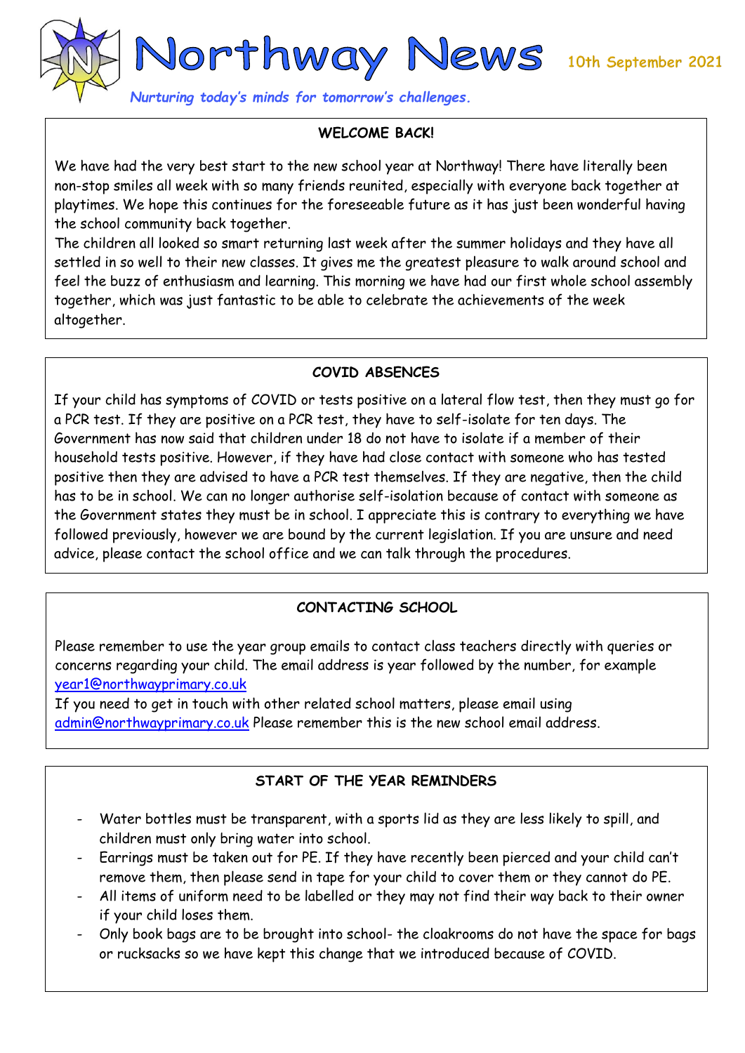# Northway News

10th September 2021

*Nurturing today's minds for tomorrow's challenges.*

## WELCOME BACK!

We have had the very best start to the new school year at Northway! There have literally been non-stop smiles all week with so many friends reunited, especially with everyone back together at playtimes. We hope this continues for the foreseeable future as it has just been wonderful having the school community back together.

The children all looked so smart returning last week after the summer holidays and they have all settled in so well to their new classes. It gives me the greatest pleasure to walk around school and feel the buzz of enthusiasm and learning. This morning we have had our first whole school assembly together, which was just fantastic to be able to celebrate the achievements of the week altogether.

## COVID ABSENCES

If your child has symptoms of COVID or tests positive on a lateral flow test, then they must go for a PCR test. If they are positive on a PCR test, they have to self-isolate for ten days. The Government has now said that children under 18 do not have to isolate if a member of their household tests positive. However, if they have had close contact with someone who has tested positive then they are advised to have a PCR test themselves. If they are negative, then the child has to be in school. We can no longer authorise self-isolation because of contact with someone as the Government states they must be in school. I appreciate this is contrary to everything we have followed previously, however we are bound by the current legislation. If you are unsure and need advice, please contact the school office and we can talk through the procedures.

## CONTACTING SCHOOL

Please remember to use the year group emails to contact class teachers directly with queries or concerns regarding your child. The email address is year followed by the number, for example year1@northwayprimary.co.uk

If you need to get in touch with other related school matters, please email using admin@northwayprimary.co.uk Please remember this is the new school email address.

## START OF THE YEAR REMINDERS

- Water bottles must be transparent, with a sports lid as they are less likely to spill, and children must only bring water into school.
- Earrings must be taken out for PE. If they have recently been pierced and your child can't remove them, then please send in tape for your child to cover them or they cannot do PE.
- All items of uniform need to be labelled or they may not find their way back to their owner if your child loses them.
- Only book bags are to be brought into school- the cloakrooms do not have the space for bags or rucksacks so we have kept this change that we introduced because of COVID.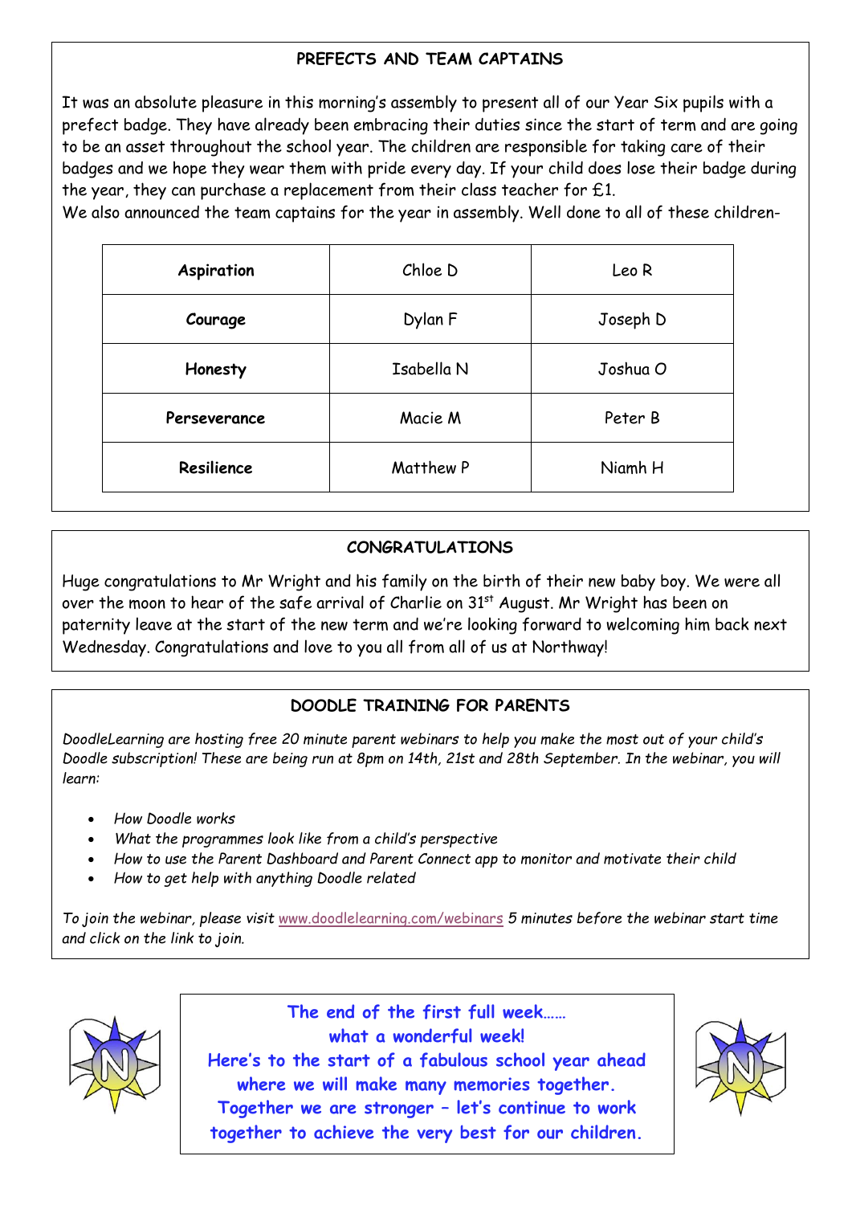## PREFECTS AND TEAM CAPTAINS

It was an absolute pleasure in this morning's assembly to present all of our Year Six pupils with a prefect badge. They have already been embracing their duties since the start of term and are going to be an asset throughout the school year. The children are responsible for taking care of their badges and we hope they wear them with pride every day. If your child does lose their badge during the year, they can purchase a replacement from their class teacher for £1.

We also announced the team captains for the year in assembly. Well done to all of these children-

| | | |
|---|---|---|
| **Aspiration** | Chloe D | Leo R |
| **Courage** | Dylan F | Joseph D |
| **Honesty** | Isabella N | Joshua O |
| **Perseverance** | Macie M | Peter B |
| **Resilience** | Matthew P | Niamh H |

## CONGRATULATIONS

Huge congratulations to Mr Wright and his family on the birth of their new baby boy. We were all over the moon to hear of the safe arrival of Charlie on 31st August. Mr Wright has been on paternity leave at the start of the new term and we're looking forward to welcoming him back next Wednesday. Congratulations and love to you all from all of us at Northway!

## DOODLE TRAINING FOR PARENTS

*DoodleLearning are hosting free 20 minute parent webinars to help you make the most out of your child's Doodle subscription! These are being run at 8pm on 14th, 21st and 28th September. In the webinar, you will learn:*

- *How Doodle works*
- *What the programmes look like from a child's perspective*
- *How to use the Parent Dashboard and Parent Connect app to monitor and motivate their child*
- *How to get help with anything Doodle related*

*To join the webinar, please visit* www.doodlelearning.com/webinars *5 minutes before the webinar start time and click on the link to join.*

**The end of the first full week……**
**what a wonderful week!**
**Here's to the start of a fabulous school year ahead where we will make many memories together.**
**Together we are stronger – let's continue to work together to achieve the very best for our children.**